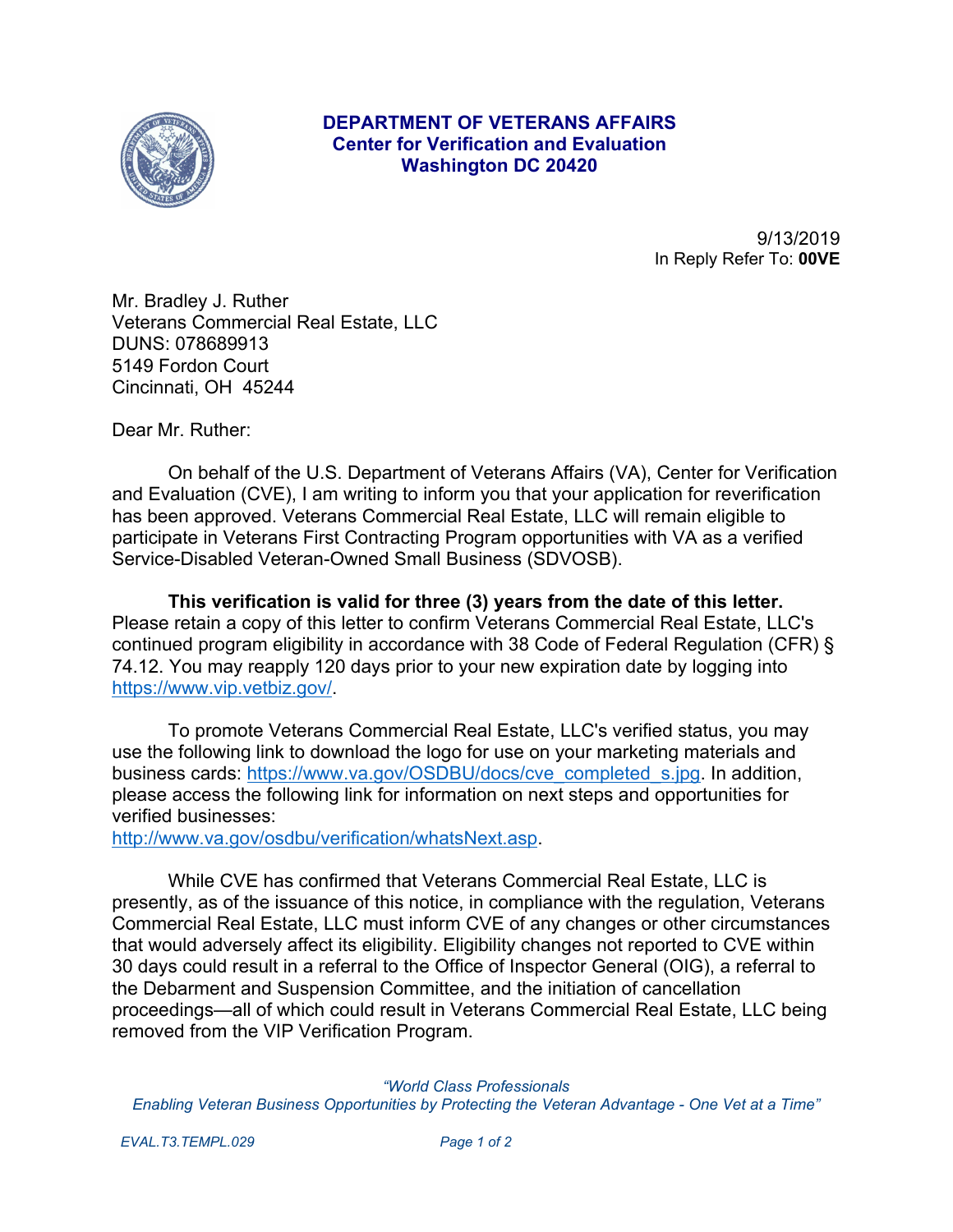**DEPARTMENT OF VETERANS AFFAIRS**
**Center for Verification and Evaluation**
**Washington DC 20420**

9/13/2019
In Reply Refer To: **00VE**

Mr. Bradley J. Ruther
Veterans Commercial Real Estate, LLC
DUNS: 078689913
5149 Fordon Court
Cincinnati, OH 45244

Dear Mr. Ruther:

On behalf of the U.S. Department of Veterans Affairs (VA), Center for Verification and Evaluation (CVE), I am writing to inform you that your application for reverification has been approved. Veterans Commercial Real Estate, LLC will remain eligible to participate in Veterans First Contracting Program opportunities with VA as a verified Service-Disabled Veteran-Owned Small Business (SDVOSB).

**This verification is valid for three (3) years from the date of this letter.** Please retain a copy of this letter to confirm Veterans Commercial Real Estate, LLC's continued program eligibility in accordance with 38 Code of Federal Regulation (CFR) § 74.12. You may reapply 120 days prior to your new expiration date by logging into https://www.vip.vetbiz.gov/.

To promote Veterans Commercial Real Estate, LLC's verified status, you may use the following link to download the logo for use on your marketing materials and business cards: https://www.va.gov/OSDBU/docs/cve_completed_s.jpg. In addition, please access the following link for information on next steps and opportunities for verified businesses:
http://www.va.gov/osdbu/verification/whatsNext.asp.

While CVE has confirmed that Veterans Commercial Real Estate, LLC is presently, as of the issuance of this notice, in compliance with the regulation, Veterans Commercial Real Estate, LLC must inform CVE of any changes or other circumstances that would adversely affect its eligibility. Eligibility changes not reported to CVE within 30 days could result in a referral to the Office of Inspector General (OIG), a referral to the Debarment and Suspension Committee, and the initiation of cancellation proceedings—all of which could result in Veterans Commercial Real Estate, LLC being removed from the VIP Verification Program.

*"World Class Professionals*
*Enabling Veteran Business Opportunities by Protecting the Veteran Advantage - One Vet at a Time"*

*EVAL.T3.TEMPL.029*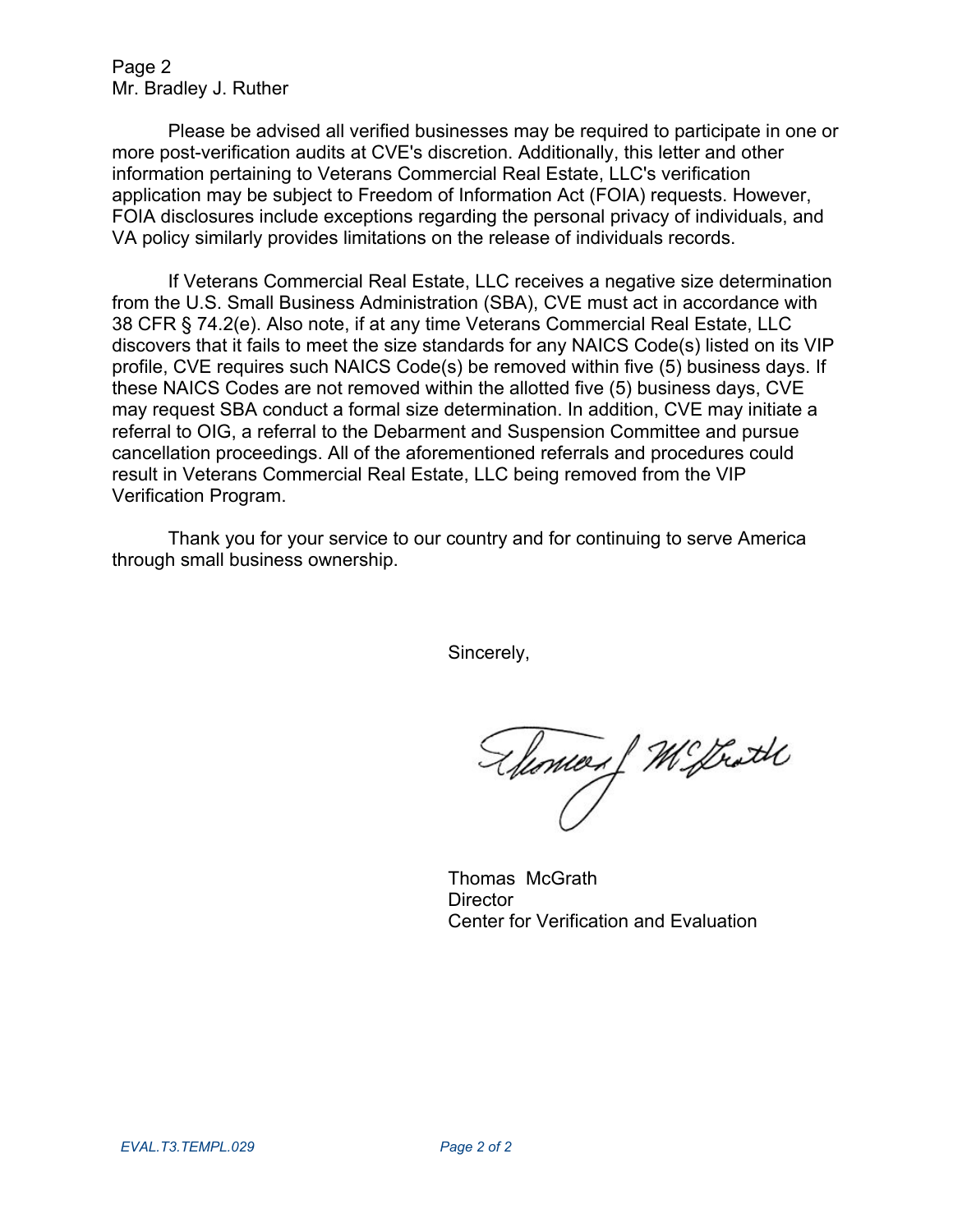Page 2
Mr. Bradley J. Ruther

Please be advised all verified businesses may be required to participate in one or more post-verification audits at CVE's discretion. Additionally, this letter and other information pertaining to Veterans Commercial Real Estate, LLC's verification application may be subject to Freedom of Information Act (FOIA) requests. However, FOIA disclosures include exceptions regarding the personal privacy of individuals, and VA policy similarly provides limitations on the release of individuals records.

If Veterans Commercial Real Estate, LLC receives a negative size determination from the U.S. Small Business Administration (SBA), CVE must act in accordance with 38 CFR § 74.2(e). Also note, if at any time Veterans Commercial Real Estate, LLC discovers that it fails to meet the size standards for any NAICS Code(s) listed on its VIP profile, CVE requires such NAICS Code(s) be removed within five (5) business days. If these NAICS Codes are not removed within the allotted five (5) business days, CVE may request SBA conduct a formal size determination. In addition, CVE may initiate a referral to OIG, a referral to the Debarment and Suspension Committee and pursue cancellation proceedings. All of the aforementioned referrals and procedures could result in Veterans Commercial Real Estate, LLC being removed from the VIP Verification Program.

Thank you for your service to our country and for continuing to serve America through small business ownership.

Sincerely,

Thomas J. McGrath

Thomas McGrath
Director
Center for Verification and Evaluation

*EVAL.T3.TEMPL.029*